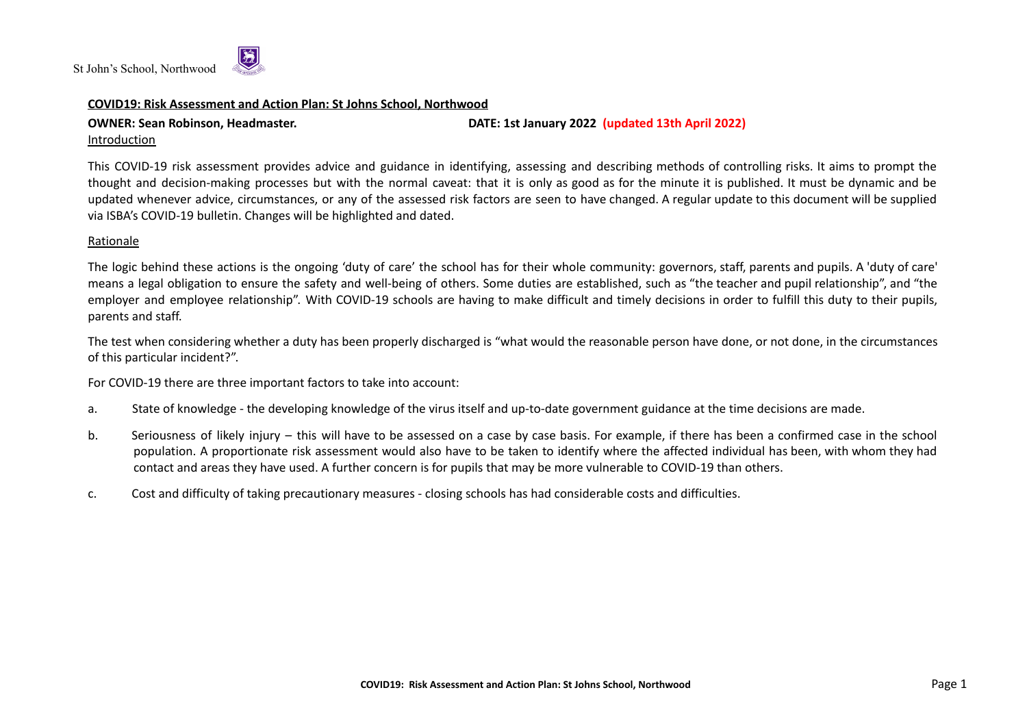St John's School, Northwood

**COVID19: Risk Assessment and Action Plan: St Johns School, Northwood**

**OWNER: Sean Robinson, Headmaster.** **DATE: 1st January 2022** **(updated 13th April 2022)**

Introduction

This COVID-19 risk assessment provides advice and guidance in identifying, assessing and describing methods of controlling risks. It aims to prompt the thought and decision-making processes but with the normal caveat: that it is only as good as for the minute it is published. It must be dynamic and be updated whenever advice, circumstances, or any of the assessed risk factors are seen to have changed. A regular update to this document will be supplied via ISBA's COVID-19 bulletin. Changes will be highlighted and dated.

Rationale

The logic behind these actions is the ongoing 'duty of care' the school has for their whole community: governors, staff, parents and pupils. A 'duty of care' means a legal obligation to ensure the safety and well-being of others. Some duties are established, such as "the teacher and pupil relationship", and "the employer and employee relationship". With COVID-19 schools are having to make difficult and timely decisions in order to fulfill this duty to their pupils, parents and staff.

The test when considering whether a duty has been properly discharged is "what would the reasonable person have done, or not done, in the circumstances of this particular incident?".

For COVID-19 there are three important factors to take into account:

a. State of knowledge - the developing knowledge of the virus itself and up-to-date government guidance at the time decisions are made.

b. Seriousness of likely injury – this will have to be assessed on a case by case basis. For example, if there has been a confirmed case in the school population. A proportionate risk assessment would also have to be taken to identify where the affected individual has been, with whom they had contact and areas they have used. A further concern is for pupils that may be more vulnerable to COVID-19 than others.

c. Cost and difficulty of taking precautionary measures - closing schools has had considerable costs and difficulties.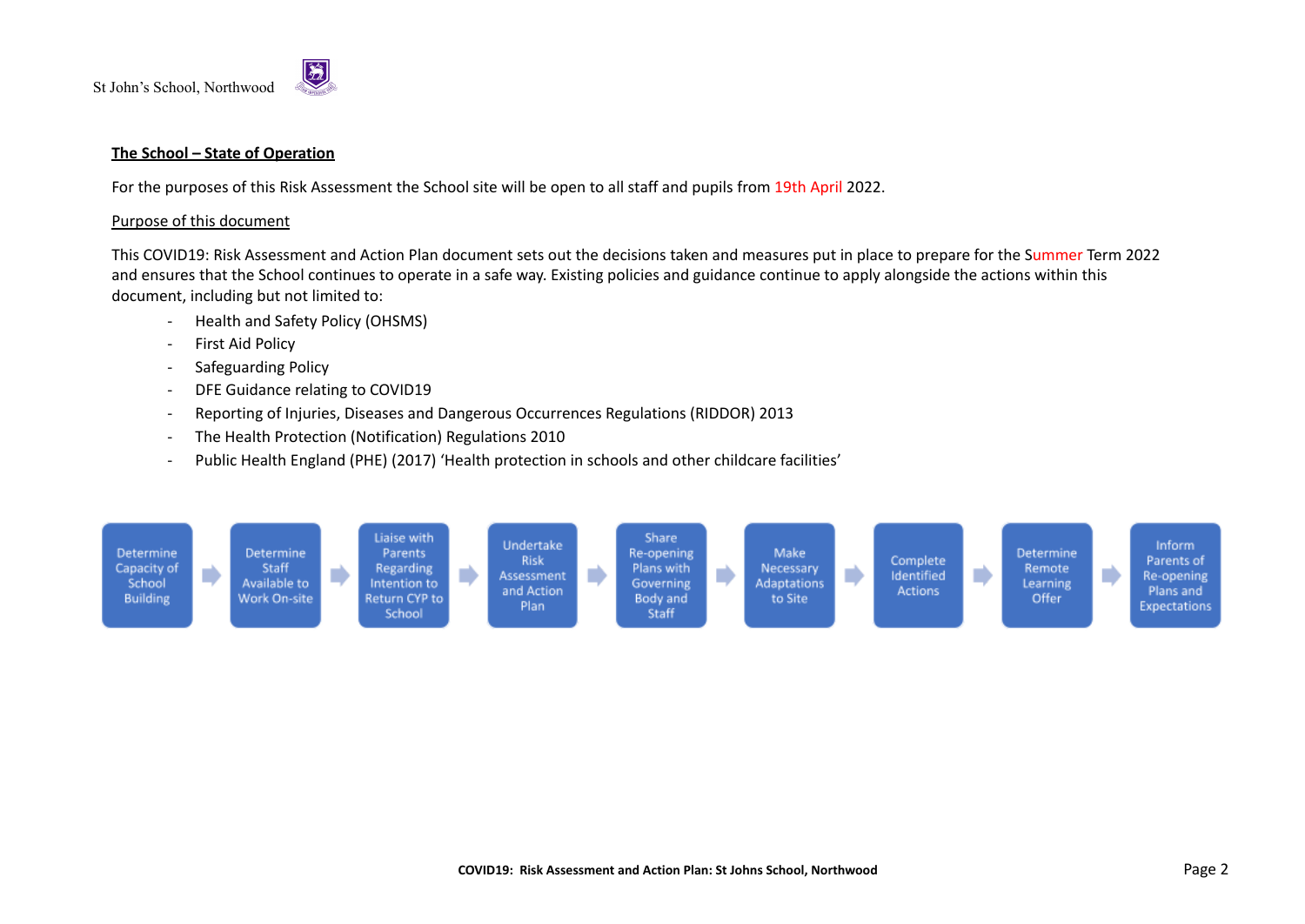## The School – State of Operation

For the purposes of this Risk Assessment the School site will be open to all staff and pupils from 19th April 2022.

### Purpose of this document

This COVID19: Risk Assessment and Action Plan document sets out the decisions taken and measures put in place to prepare for the Summer Term 2022 and ensures that the School continues to operate in a safe way. Existing policies and guidance continue to apply alongside the actions within this document, including but not limited to:

- Health and Safety Policy (OHSMS)
- First Aid Policy
- Safeguarding Policy
- DFE Guidance relating to COVID19
- Reporting of Injuries, Diseases and Dangerous Occurrences Regulations (RIDDOR) 2013
- The Health Protection (Notification) Regulations 2010
- Public Health England (PHE) (2017) 'Health protection in schools and other childcare facilities'

Determine Capacity of School Building → Determine Staff Available to Work On-site → Liaise with Parents Regarding Intention to Return CYP to School → Undertake Risk Assessment and Action Plan → Share Re-opening Plans with Governing Body and Staff → Make Necessary Adaptations to Site → Complete Identified Actions → Determine Remote Learning Offer → Inform Parents of Re-opening Plans and Expectations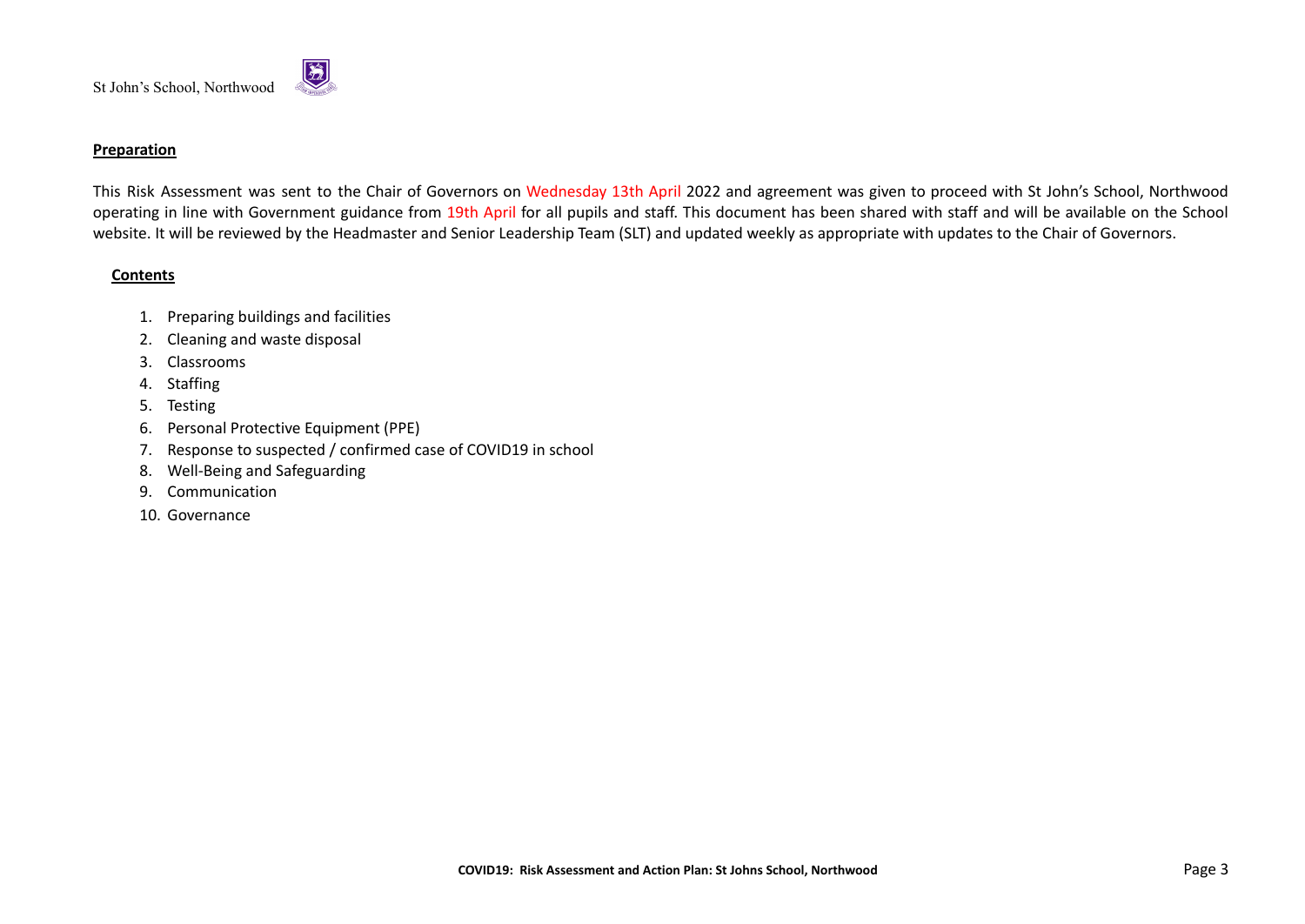## Preparation

This Risk Assessment was sent to the Chair of Governors on Wednesday 13th April 2022 and agreement was given to proceed with St John's School, Northwood operating in line with Government guidance from 19th April for all pupils and staff. This document has been shared with staff and will be available on the School website. It will be reviewed by the Headmaster and Senior Leadership Team (SLT) and updated weekly as appropriate with updates to the Chair of Governors.

## Contents

1. Preparing buildings and facilities
2. Cleaning and waste disposal
3. Classrooms
4. Staffing
5. Testing
6. Personal Protective Equipment (PPE)
7. Response to suspected / confirmed case of COVID19 in school
8. Well-Being and Safeguarding
9. Communication
10. Governance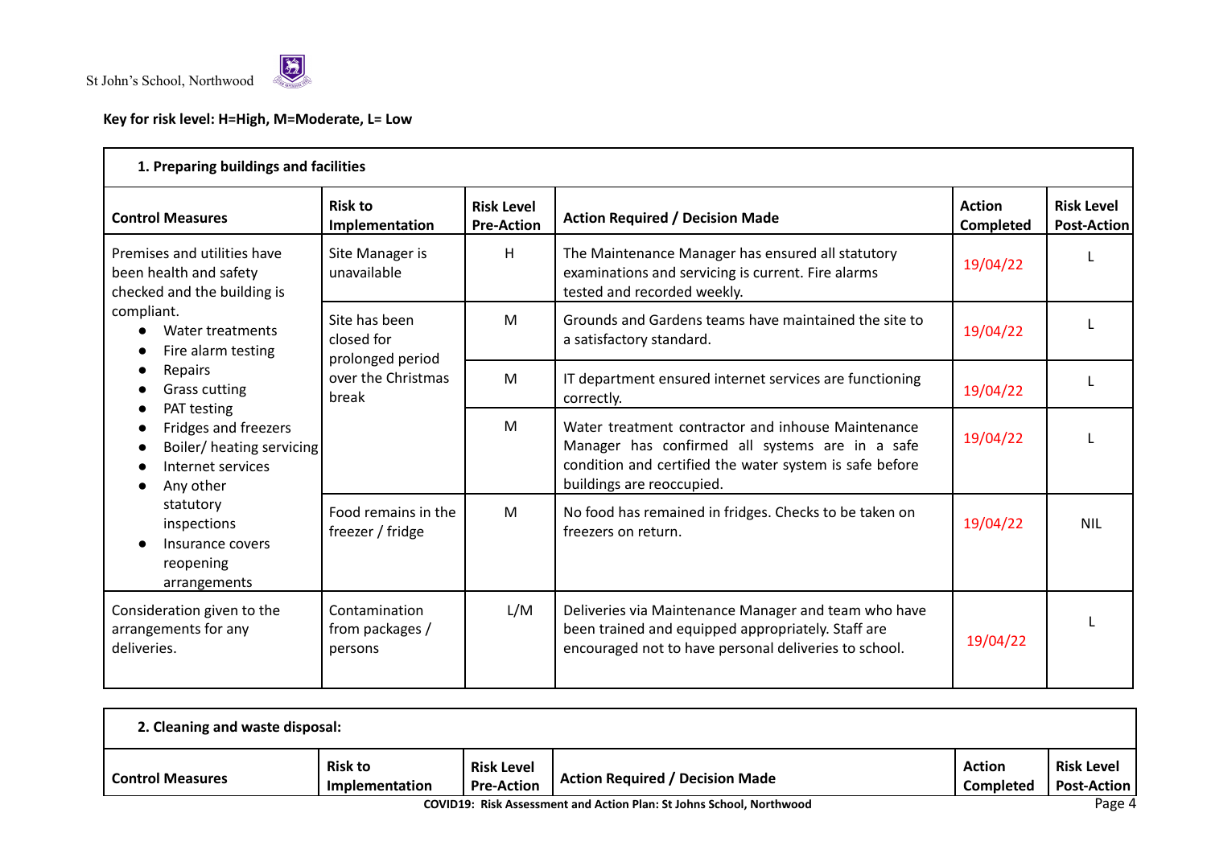**Key for risk level: H=High, M=Moderate, L= Low**

| **1. Preparing buildings and facilities** | | | | | |
|---|---|---|---|---|---|
| **Control Measures** | **Risk to Implementation** | **Risk Level Pre-Action** | **Action Required / Decision Made** | **Action Completed** | **Risk Level Post-Action** |
| Premises and utilities have been health and safety checked and the building is compliant.<br>● Water treatments<br>● Fire alarm testing<br>● Repairs<br>● Grass cutting<br>● PAT testing<br>● Fridges and freezers<br>● Boiler/ heating servicing<br>● Internet services<br>● Any other statutory inspections<br>● Insurance covers reopening arrangements | Site Manager is unavailable | H | The Maintenance Manager has ensured all statutory examinations and servicing is current. Fire alarms tested and recorded weekly. | 19/04/22 | L |
| | Site has been closed for prolonged period over the Christmas break | M | Grounds and Gardens teams have maintained the site to a satisfactory standard. | 19/04/22 | L |
| | | M | IT department ensured internet services are functioning correctly. | 19/04/22 | L |
| | | M | Water treatment contractor and inhouse Maintenance Manager has confirmed all systems are in a safe condition and certified the water system is safe before buildings are reoccupied. | 19/04/22 | L |
| | Food remains in the freezer / fridge | M | No food has remained in fridges. Checks to be taken on freezers on return. | 19/04/22 | NIL |
| Consideration given to the arrangements for any deliveries. | Contamination from packages / persons | L/M | Deliveries via Maintenance Manager and team who have been trained and equipped appropriately. Staff are encouraged not to have personal deliveries to school. | 19/04/22 | L |

| **2. Cleaning and waste disposal:** | | | | | |
|---|---|---|---|---|---|
| **Control Measures** | **Risk to Implementation** | **Risk Level Pre-Action** | **Action Required / Decision Made** | **Action Completed** | **Risk Level Post-Action** |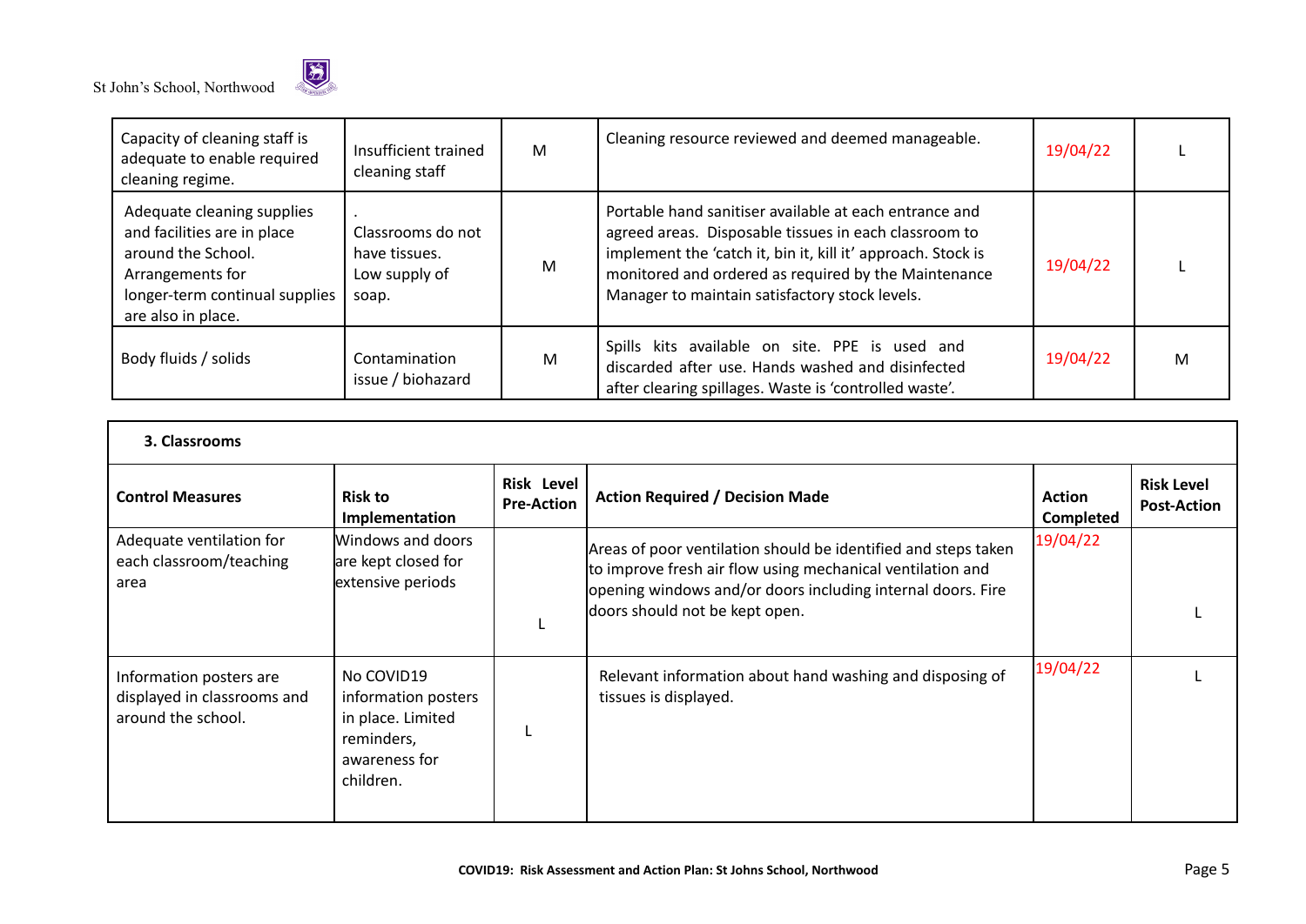| | | | | | |
|---|---|---|---|---|---|
| Capacity of cleaning staff is adequate to enable required cleaning regime. | Insufficient trained cleaning staff | M | Cleaning resource reviewed and deemed manageable. | 19/04/22 | L |
| Adequate cleaning supplies and facilities are in place around the School. Arrangements for longer-term continual supplies are also in place. | . Classrooms do not have tissues. Low supply of soap. | M | Portable hand sanitiser available at each entrance and agreed areas. Disposable tissues in each classroom to implement the 'catch it, bin it, kill it' approach. Stock is monitored and ordered as required by the Maintenance Manager to maintain satisfactory stock levels. | 19/04/22 | L |
| Body fluids / solids | Contamination issue / biohazard | M | Spills kits available on site. PPE is used and discarded after use. Hands washed and disinfected after clearing spillages. Waste is 'controlled waste'. | 19/04/22 | M |

**3. Classrooms**

| Control Measures | Risk to Implementation | Risk Level Pre-Action | Action Required / Decision Made | Action Completed | Risk Level Post-Action |
|---|---|---|---|---|---|
| Adequate ventilation for each classroom/teaching area | Windows and doors are kept closed for extensive periods | L | Areas of poor ventilation should be identified and steps taken to improve fresh air flow using mechanical ventilation and opening windows and/or doors including internal doors. Fire doors should not be kept open. | 19/04/22 | L |
| Information posters are displayed in classrooms and around the school. | No COVID19 information posters in place. Limited reminders, awareness for children. | L | Relevant information about hand washing and disposing of tissues is displayed. | 19/04/22 | L |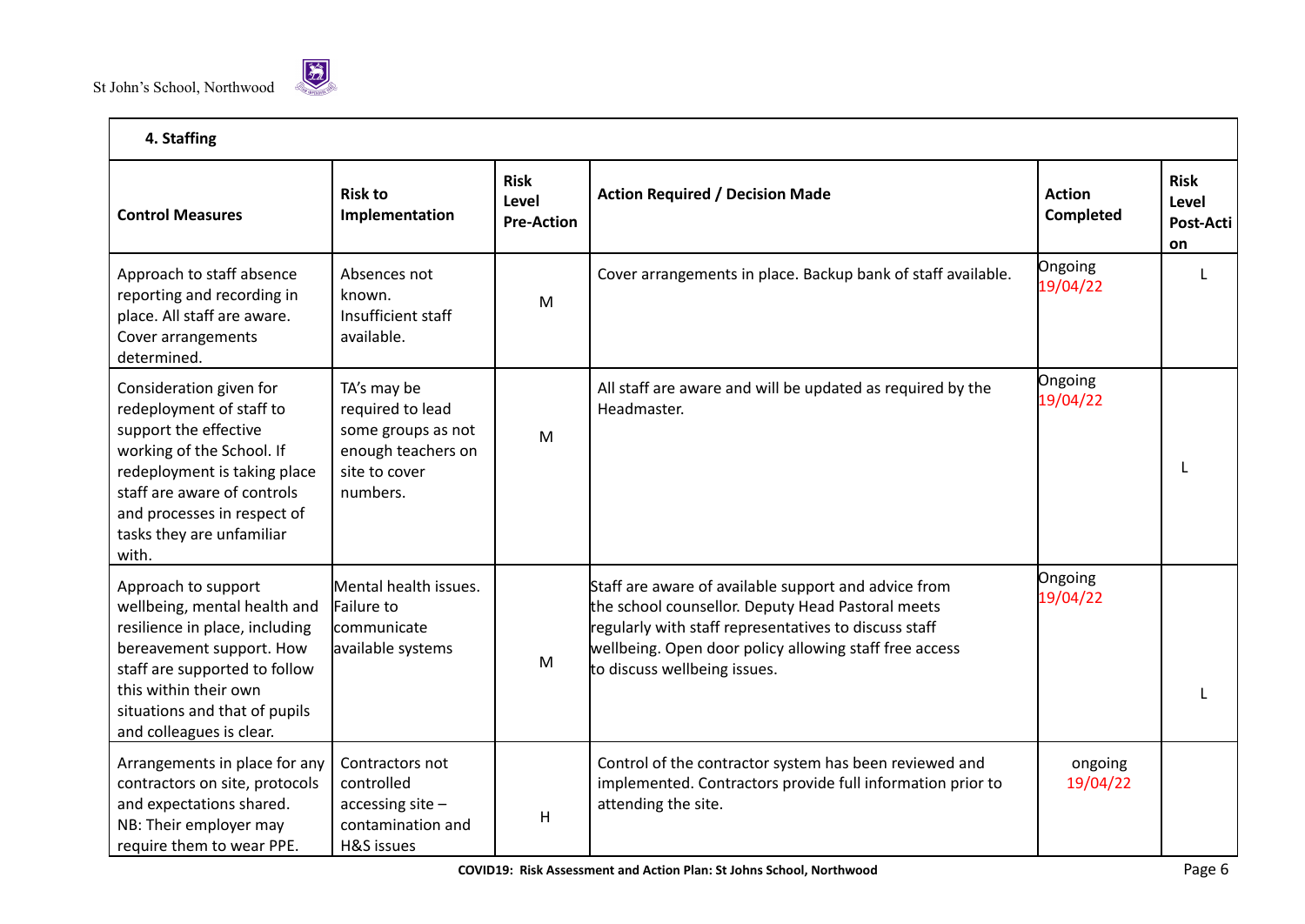| 4. Staffing | | | | | |
|---|---|---|---|---|---|
| **Control Measures** | **Risk to Implementation** | **Risk Level Pre-Action** | **Action Required / Decision Made** | **Action Completed** | **Risk Level Post-Action** |
| Approach to staff absence reporting and recording in place. All staff are aware. Cover arrangements determined. | Absences not known. Insufficient staff available. | M | Cover arrangements in place. Backup bank of staff available. | Ongoing 19/04/22 | L |
| Consideration given for redeployment of staff to support the effective working of the School. If redeployment is taking place staff are aware of controls and processes in respect of tasks they are unfamiliar with. | TA's may be required to lead some groups as not enough teachers on site to cover numbers. | M | All staff are aware and will be updated as required by the Headmaster. | Ongoing 19/04/22 | L |
| Approach to support wellbeing, mental health and resilience in place, including bereavement support. How staff are supported to follow this within their own situations and that of pupils and colleagues is clear. | Mental health issues. Failure to communicate available systems | M | Staff are aware of available support and advice from the school counsellor. Deputy Head Pastoral meets regularly with staff representatives to discuss staff wellbeing. Open door policy allowing staff free access to discuss wellbeing issues. | Ongoing 19/04/22 | L |
| Arrangements in place for any contractors on site, protocols and expectations shared. NB: Their employer may require them to wear PPE. | Contractors not controlled accessing site – contamination and H&S issues | H | Control of the contractor system has been reviewed and implemented. Contractors provide full information prior to attending the site. | ongoing 19/04/22 | |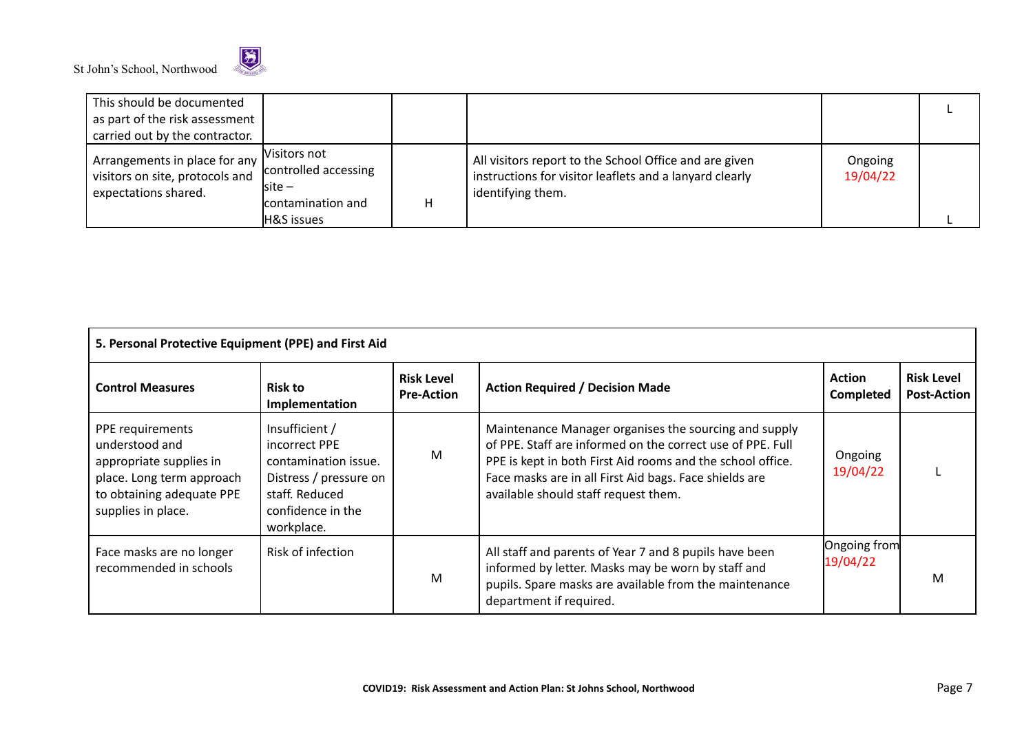| | | | | | |
|---|---|---|---|---|---|
| This should be documented as part of the risk assessment carried out by the contractor. | | | | | L |
| Arrangements in place for any visitors on site, protocols and expectations shared. | Visitors not controlled accessing site – contamination and H&S issues | H | All visitors report to the School Office and are given instructions for visitor leaflets and a lanyard clearly identifying them. | Ongoing 19/04/22 | L |

| **5. Personal Protective Equipment (PPE) and First Aid** | | | | | |
|---|---|---|---|---|---|
| **Control Measures** | **Risk to Implementation** | **Risk Level Pre-Action** | **Action Required / Decision Made** | **Action Completed** | **Risk Level Post-Action** |
| PPE requirements understood and appropriate supplies in place. Long term approach to obtaining adequate PPE supplies in place. | Insufficient / incorrect PPE contamination issue. Distress / pressure on staff. Reduced confidence in the workplace. | M | Maintenance Manager organises the sourcing and supply of PPE. Staff are informed on the correct use of PPE. Full PPE is kept in both First Aid rooms and the school office. Face masks are in all First Aid bags. Face shields are available should staff request them. | Ongoing 19/04/22 | L |
| Face masks are no longer recommended in schools | Risk of infection | M | All staff and parents of Year 7 and 8 pupils have been informed by letter. Masks may be worn by staff and pupils. Spare masks are available from the maintenance department if required. | Ongoing from 19/04/22 | M |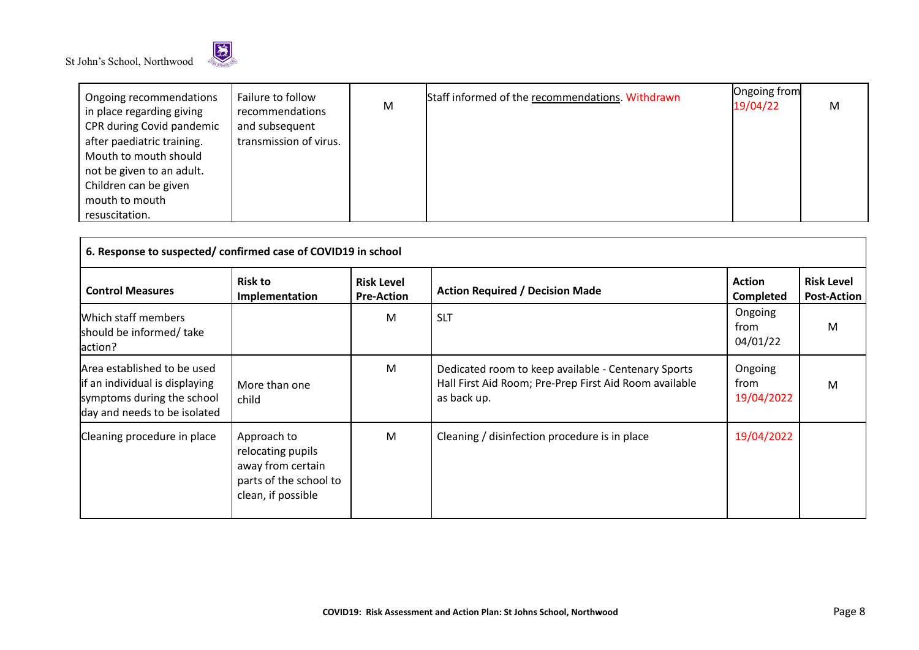| Ongoing recommendations in place regarding giving CPR during Covid pandemic after paediatric training. Mouth to mouth should not be given to an adult. Children can be given mouth to mouth resuscitation. | Failure to follow recommendations and subsequent transmission of virus. | M | Staff informed of the recommendations. Withdrawn | Ongoing from 19/04/22 | M |
|---|---|---|---|---|---|

| **6. Response to suspected/ confirmed case of COVID19 in school** | | | | | |
|---|---|---|---|---|---|
| **Control Measures** | **Risk to Implementation** | **Risk Level Pre-Action** | **Action Required / Decision Made** | **Action Completed** | **Risk Level Post-Action** |
| Which staff members should be informed/ take action? | | M | SLT | Ongoing from 04/01/22 | M |
| Area established to be used if an individual is displaying symptoms during the school day and needs to be isolated | More than one child | M | Dedicated room to keep available - Centenary Sports Hall First Aid Room; Pre-Prep First Aid Room available as back up. | Ongoing from 19/04/2022 | M |
| Cleaning procedure in place | Approach to relocating pupils away from certain parts of the school to clean, if possible | M | Cleaning / disinfection procedure is in place | 19/04/2022 | |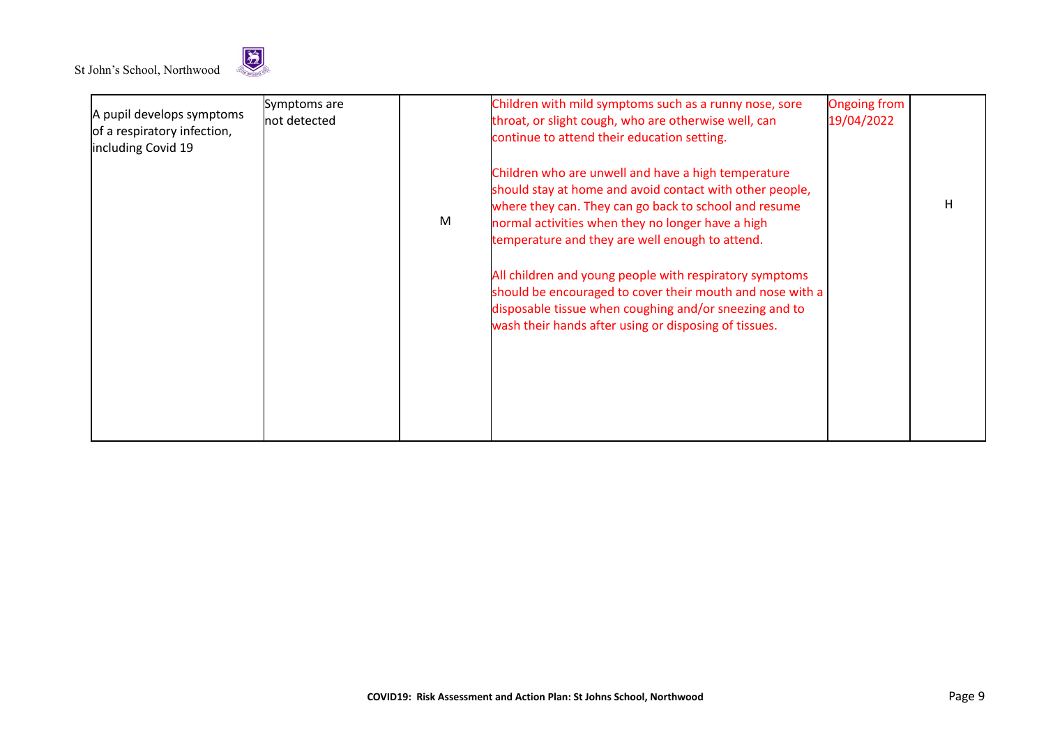| | | | | | |
|---|---|---|---|---|---|
| A pupil develops symptoms of a respiratory infection, including Covid 19 | Symptoms are not detected | M | Children with mild symptoms such as a runny nose, sore throat, or slight cough, who are otherwise well, can continue to attend their education setting.<br><br>Children who are unwell and have a high temperature should stay at home and avoid contact with other people, where they can. They can go back to school and resume normal activities when they no longer have a high temperature and they are well enough to attend.<br><br>All children and young people with respiratory symptoms should be encouraged to cover their mouth and nose with a disposable tissue when coughing and/or sneezing and to wash their hands after using or disposing of tissues. | Ongoing from 19/04/2022 | H |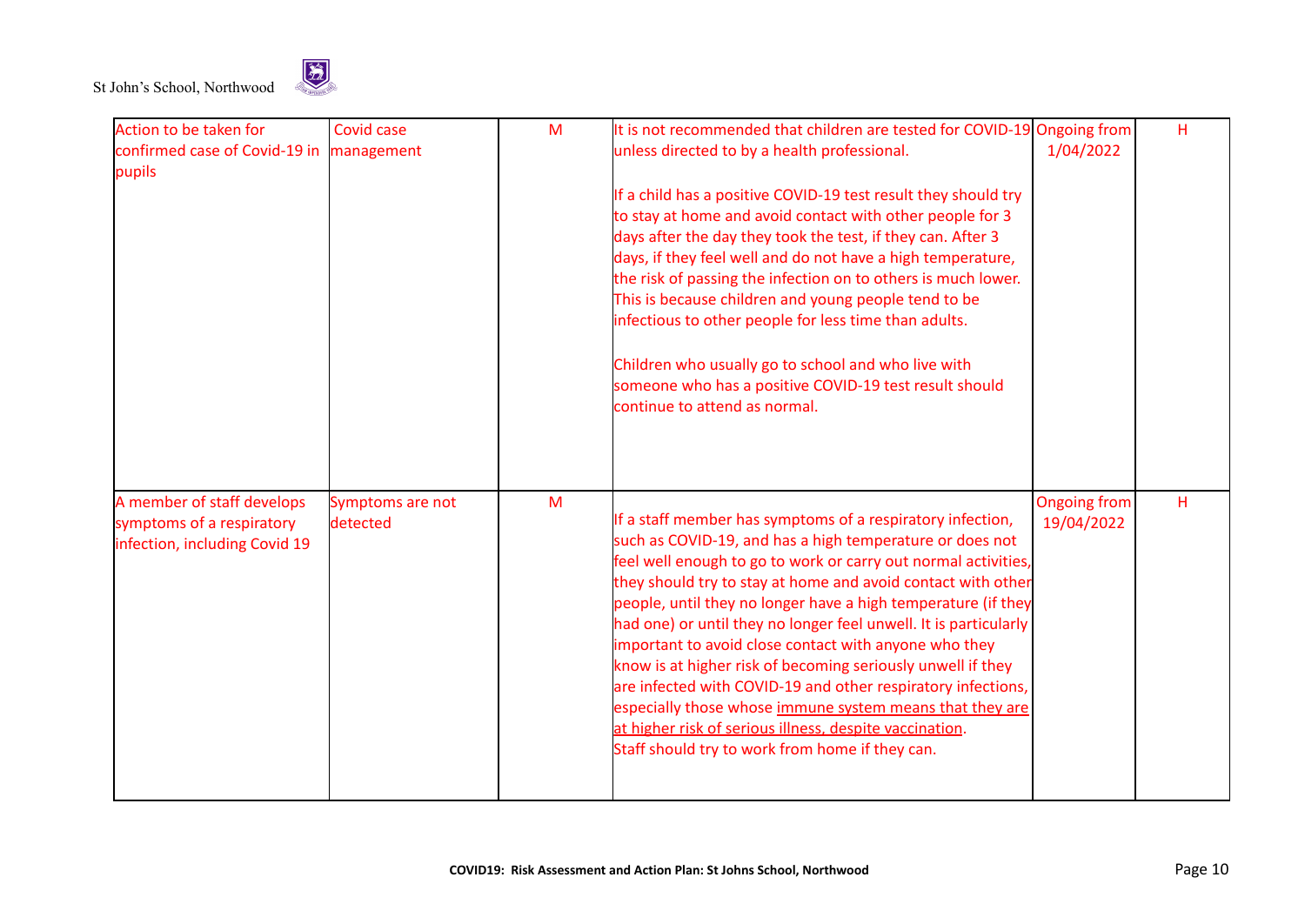| Action to be taken for confirmed case of Covid-19 in pupils | Covid case management | M | It is not recommended that children are tested for COVID-19 unless directed to by a health professional.<br><br>If a child has a positive COVID-19 test result they should try to stay at home and avoid contact with other people for 3 days after the day they took the test, if they can. After 3 days, if they feel well and do not have a high temperature, the risk of passing the infection on to others is much lower. This is because children and young people tend to be infectious to other people for less time than adults.<br><br>Children who usually go to school and who live with someone who has a positive COVID-19 test result should continue to attend as normal. | Ongoing from 1/04/2022 | H |
|---|---|---|---|---|---|
| A member of staff develops symptoms of a respiratory infection, including Covid 19 | Symptoms are not detected | M | If a staff member has symptoms of a respiratory infection, such as COVID-19, and has a high temperature or does not feel well enough to go to work or carry out normal activities, they should try to stay at home and avoid contact with other people, until they no longer have a high temperature (if they had one) or until they no longer feel unwell. It is particularly important to avoid close contact with anyone who they know is at higher risk of becoming seriously unwell if they are infected with COVID-19 and other respiratory infections, especially those whose immune system means that they are at higher risk of serious illness, despite vaccination.<br>Staff should try to work from home if they can. | Ongoing from 19/04/2022 | H |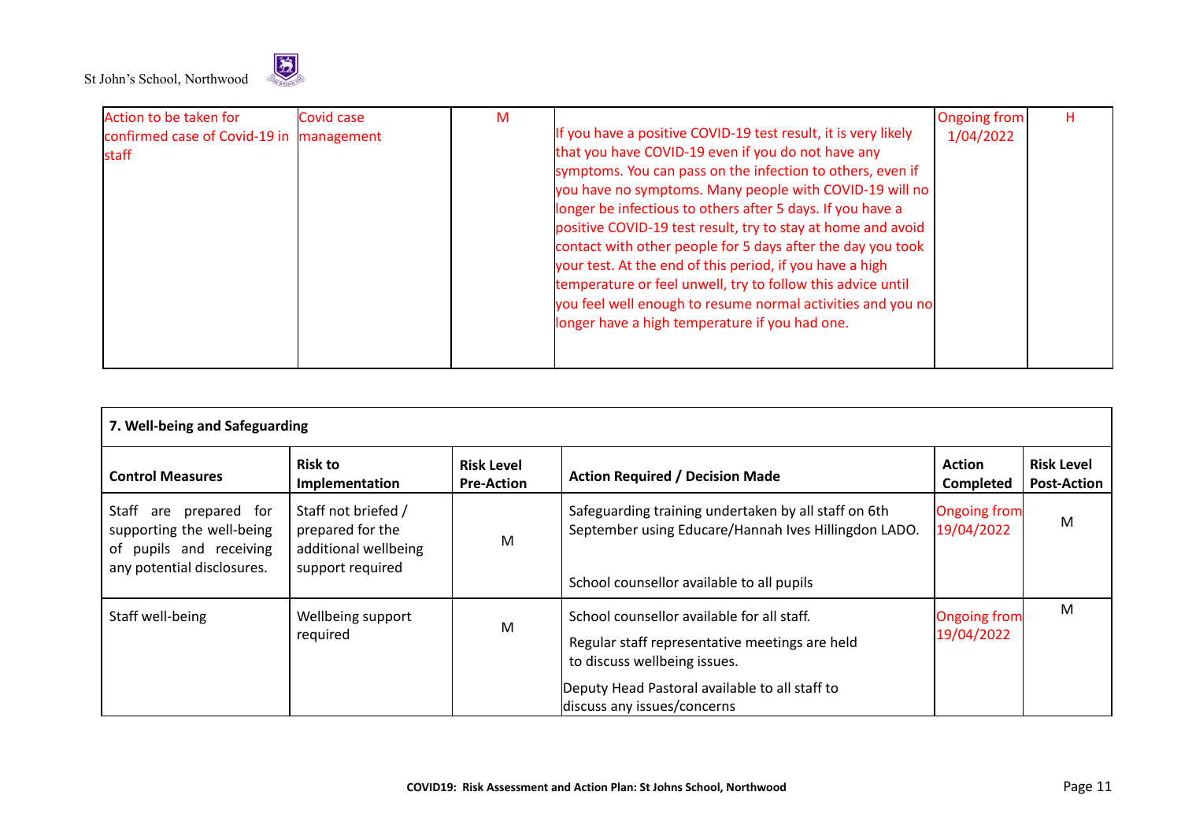| | | | | | |
|---|---|---|---|---|---|
| Action to be taken for confirmed case of Covid-19 in staff | Covid case management | M | If you have a positive COVID-19 test result, it is very likely that you have COVID-19 even if you do not have any symptoms. You can pass on the infection to others, even if you have no symptoms. Many people with COVID-19 will no longer be infectious to others after 5 days. If you have a positive COVID-19 test result, try to stay at home and avoid contact with other people for 5 days after the day you took your test. At the end of this period, if you have a high temperature or feel unwell, try to follow this advice until you feel well enough to resume normal activities and you no longer have a high temperature if you had one. | Ongoing from 1/04/2022 | H |

**7. Well-being and Safeguarding**

| Control Measures | Risk to Implementation | Risk Level Pre-Action | Action Required / Decision Made | Action Completed | Risk Level Post-Action |
|---|---|---|---|---|---|
| Staff are prepared for supporting the well-being of pupils and receiving any potential disclosures. | Staff not briefed / prepared for the additional wellbeing support required | M | Safeguarding training undertaken by all staff on 6th September using Educare/Hannah Ives Hillingdon LADO.<br><br>School counsellor available to all pupils | Ongoing from 19/04/2022 | M |
| Staff well-being | Wellbeing support required | M | School counsellor available for all staff.<br><br>Regular staff representative meetings are held to discuss wellbeing issues.<br><br>Deputy Head Pastoral available to all staff to discuss any issues/concerns | Ongoing from 19/04/2022 | M |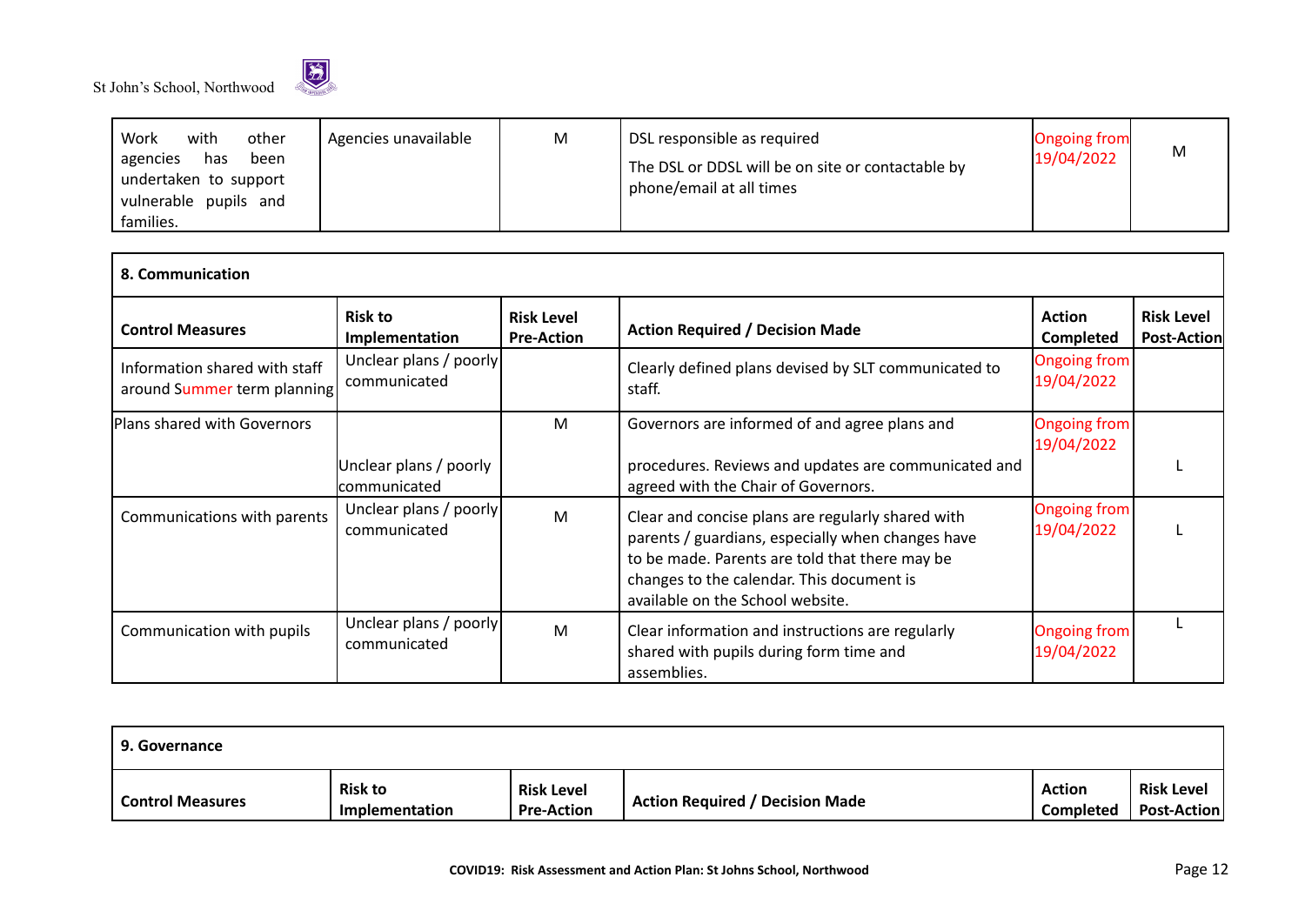| Work with other agencies has been undertaken to support vulnerable pupils and families. | Agencies unavailable | M | DSL responsible as required<br>The DSL or DDSL will be on site or contactable by phone/email at all times | Ongoing from 19/04/2022 | M |
|---|---|---|---|---|---|

| **8. Communication** | | | | | |
|---|---|---|---|---|---|
| **Control Measures** | **Risk to Implementation** | **Risk Level Pre-Action** | **Action Required / Decision Made** | **Action Completed** | **Risk Level Post-Action** |
| Information shared with staff around Summer term planning | Unclear plans / poorly communicated | | Clearly defined plans devised by SLT communicated to staff. | Ongoing from 19/04/2022 | |
| Plans shared with Governors | Unclear plans / poorly communicated | M | Governors are informed of and agree plans and procedures. Reviews and updates are communicated and agreed with the Chair of Governors. | Ongoing from 19/04/2022 | L |
| Communications with parents | Unclear plans / poorly communicated | M | Clear and concise plans are regularly shared with parents / guardians, especially when changes have to be made. Parents are told that there may be changes to the calendar. This document is available on the School website. | Ongoing from 19/04/2022 | L |
| Communication with pupils | Unclear plans / poorly communicated | M | Clear information and instructions are regularly shared with pupils during form time and assemblies. | Ongoing from 19/04/2022 | L |

| **9. Governance** | | | | | |
|---|---|---|---|---|---|
| **Control Measures** | **Risk to Implementation** | **Risk Level Pre-Action** | **Action Required / Decision Made** | **Action Completed** | **Risk Level Post-Action** |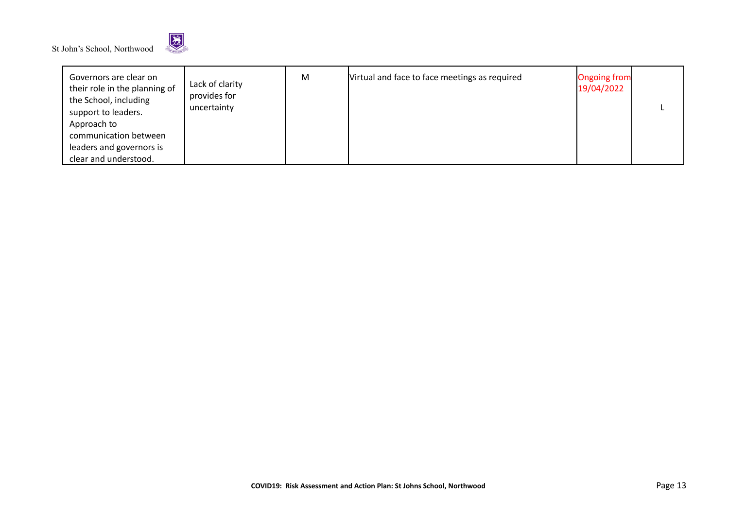| | | | | | |
|---|---|---|---|---|---|
| Governors are clear on their role in the planning of the School, including support to leaders. Approach to communication between leaders and governors is clear and understood. | Lack of clarity provides for uncertainty | M | Virtual and face to face meetings as required | Ongoing from 19/04/2022 | L |